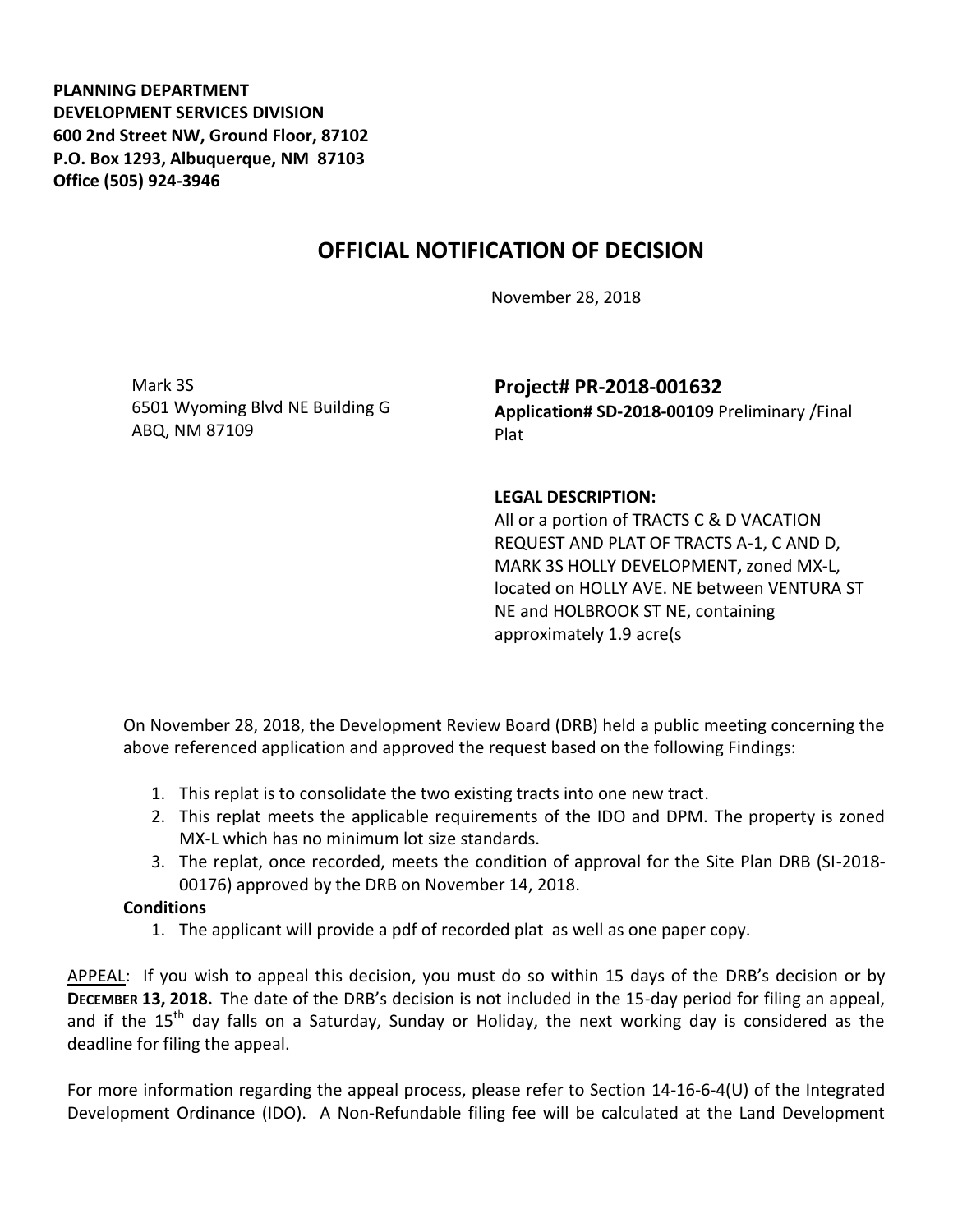**PLANNING DEPARTMENT**
**DEVELOPMENT SERVICES DIVISION**
**600 2nd Street NW, Ground Floor, 87102**
**P.O. Box 1293, Albuquerque, NM 87103**
**Office (505) 924-3946**

# OFFICIAL NOTIFICATION OF DECISION

November 28, 2018

Mark 3S
6501 Wyoming Blvd NE Building G
ABQ, NM 87109

## Project# PR-2018-001632

**Application# SD-2018-00109** Preliminary /Final Plat

**LEGAL DESCRIPTION:**
All or a portion of TRACTS C & D VACATION REQUEST AND PLAT OF TRACTS A-1, C AND D, MARK 3S HOLLY DEVELOPMENT**,** zoned MX-L, located on HOLLY AVE. NE between VENTURA ST NE and HOLBROOK ST NE, containing approximately 1.9 acre(s

On November 28, 2018, the Development Review Board (DRB) held a public meeting concerning the above referenced application and approved the request based on the following Findings:

1. This replat is to consolidate the two existing tracts into one new tract.
2. This replat meets the applicable requirements of the IDO and DPM. The property is zoned MX-L which has no minimum lot size standards.
3. The replat, once recorded, meets the condition of approval for the Site Plan DRB (SI-2018-00176) approved by the DRB on November 14, 2018.

**Conditions**

1. The applicant will provide a pdf of recorded plat as well as one paper copy.

APPEAL: If you wish to appeal this decision, you must do so within 15 days of the DRB's decision or by **DECEMBER 13, 2018.** The date of the DRB's decision is not included in the 15-day period for filing an appeal, and if the 15th day falls on a Saturday, Sunday or Holiday, the next working day is considered as the deadline for filing the appeal.

For more information regarding the appeal process, please refer to Section 14-16-6-4(U) of the Integrated Development Ordinance (IDO). A Non-Refundable filing fee will be calculated at the Land Development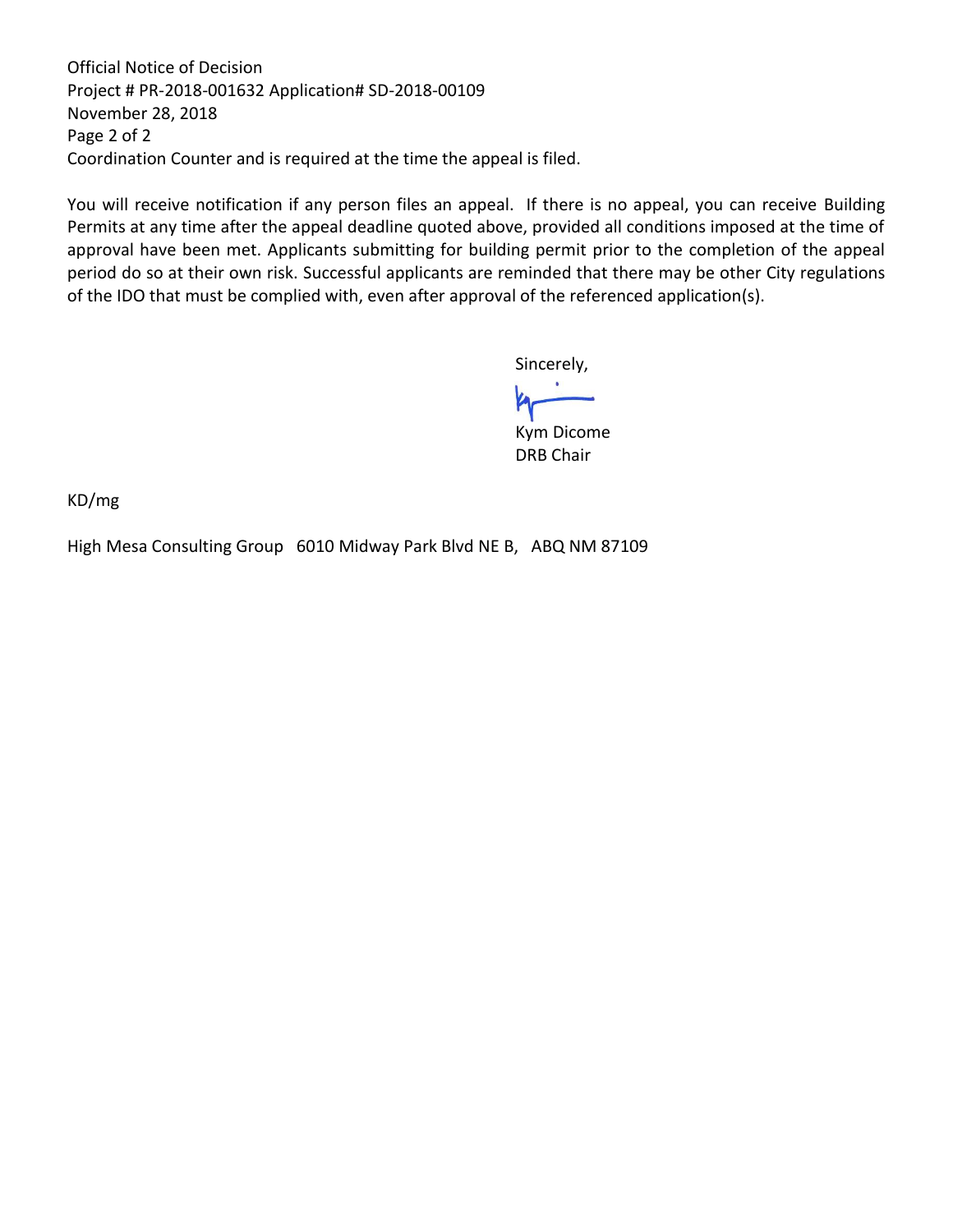Coordination Counter and is required at the time the appeal is filed.

You will receive notification if any person files an appeal. If there is no appeal, you can receive Building Permits at any time after the appeal deadline quoted above, provided all conditions imposed at the time of approval have been met. Applicants submitting for building permit prior to the completion of the appeal period do so at their own risk. Successful applicants are reminded that there may be other City regulations of the IDO that must be complied with, even after approval of the referenced application(s).

Sincerely,

Kym Dicome
DRB Chair

KD/mg

High Mesa Consulting Group 6010 Midway Park Blvd NE B, ABQ NM 87109